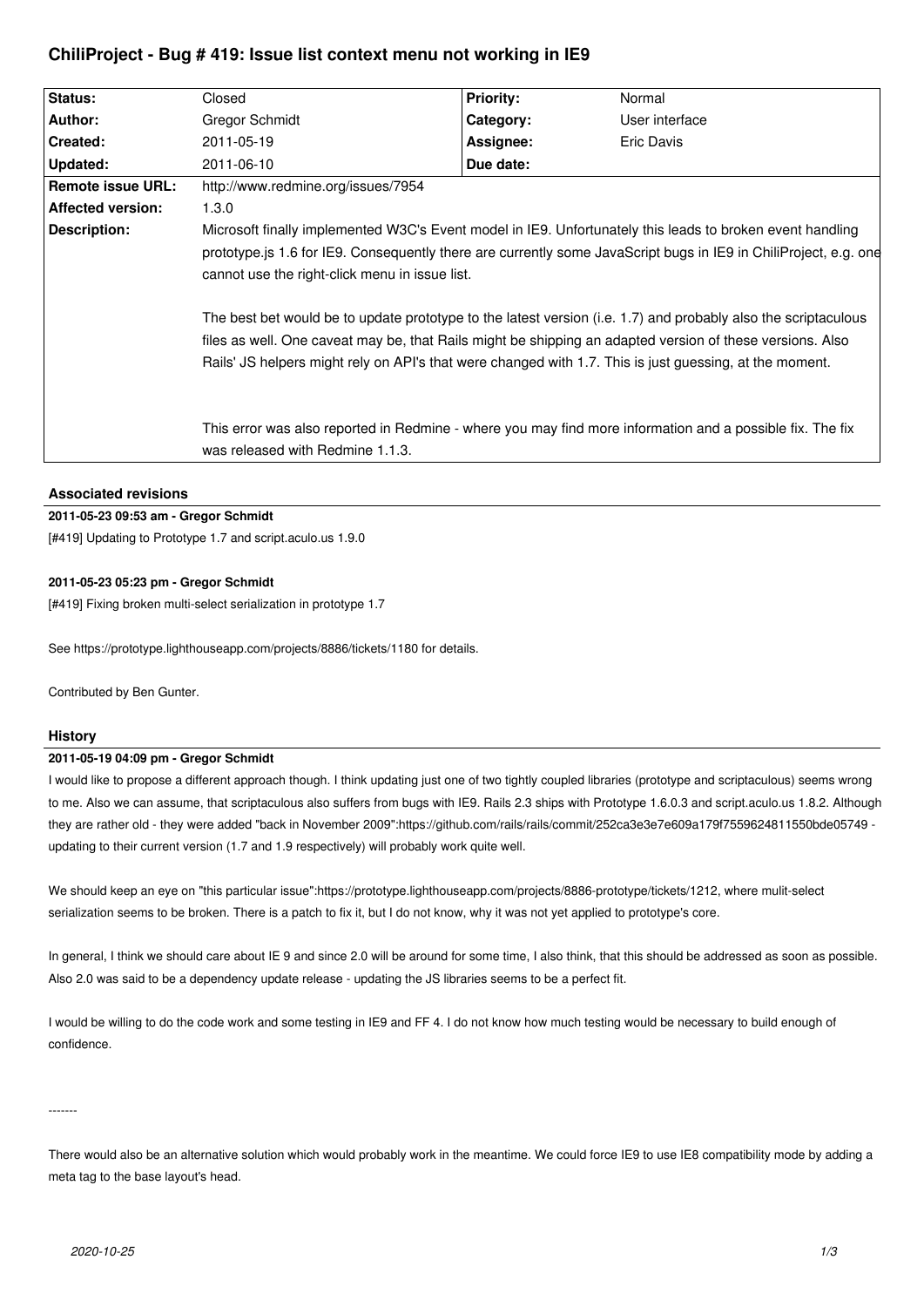# ChiliProject - Bug # 419: Issue list context menu not working in IE9

| Status: | Closed | Priority: | Normal |
|---|---|---|---|
| Author: | Gregor Schmidt | Category: | User interface |
| Created: | 2011-05-19 | Assignee: | Eric Davis |
| Updated: | 2011-06-10 | Due date: | |
| Remote issue URL: | http://www.redmine.org/issues/7954 | | |
| Affected version: | 1.3.0 | | |
| Description: | Microsoft finally implemented W3C's Event model in IE9. Unfortunately this leads to broken event handling prototype.js 1.6 for IE9. Consequently there are currently some JavaScript bugs in IE9 in ChiliProject, e.g. one cannot use the right-click menu in issue list.<br><br>The best bet would be to update prototype to the latest version (i.e. 1.7) and probably also the scriptaculous files as well. One caveat may be, that Rails might be shipping an adapted version of these versions. Also Rails' JS helpers might rely on API's that were changed with 1.7. This is just guessing, at the moment.<br><br>This error was also reported in Redmine - where you may find more information and a possible fix. The fix was released with Redmine 1.1.3. | | |

### Associated revisions

**2011-05-23 09:53 am - Gregor Schmidt**

[#419] Updating to Prototype 1.7 and script.aculo.us 1.9.0

**2011-05-23 05:23 pm - Gregor Schmidt**

[#419] Fixing broken multi-select serialization in prototype 1.7

See https://prototype.lighthouseapp.com/projects/8886/tickets/1180 for details.

Contributed by Ben Gunter.

### History

**2011-05-19 04:09 pm - Gregor Schmidt**

I would like to propose a different approach though. I think updating just one of two tightly coupled libraries (prototype and scriptaculous) seems wrong to me. Also we can assume, that scriptaculous also suffers from bugs with IE9. Rails 2.3 ships with Prototype 1.6.0.3 and script.aculo.us 1.8.2. Although they are rather old - they were added "back in November 2009":https://github.com/rails/rails/commit/252ca3e3e7e609a179f7559624811550bde05749 - updating to their current version (1.7 and 1.9 respectively) will probably work quite well.

We should keep an eye on "this particular issue":https://prototype.lighthouseapp.com/projects/8886-prototype/tickets/1212, where mulit-select serialization seems to be broken. There is a patch to fix it, but I do not know, why it was not yet applied to prototype's core.

In general, I think we should care about IE 9 and since 2.0 will be around for some time, I also think, that this should be addressed as soon as possible. Also 2.0 was said to be a dependency update release - updating the JS libraries seems to be a perfect fit.

I would be willing to do the code work and some testing in IE9 and FF 4. I do not know how much testing would be necessary to build enough of confidence.

-------

There would also be an alternative solution which would probably work in the meantime. We could force IE9 to use IE8 compatibility mode by adding a meta tag to the base layout's head.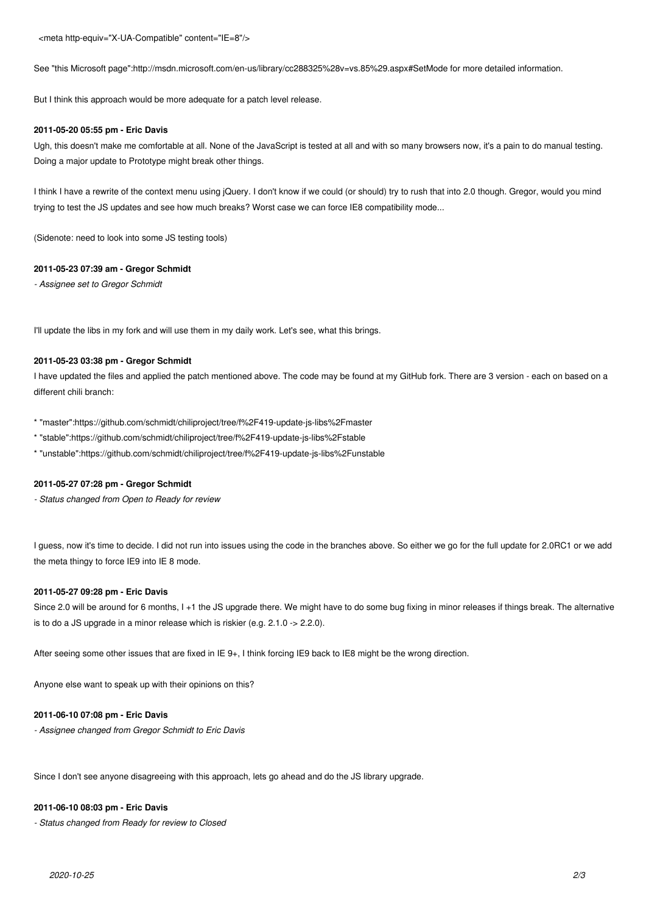```
<meta http-equiv="X-UA-Compatible" content="IE=8"/>
```

See "this Microsoft page":http://msdn.microsoft.com/en-us/library/cc288325%28v=vs.85%29.aspx#SetMode for more detailed information.

But I think this approach would be more adequate for a patch level release.

#### 2011-05-20 05:55 pm - Eric Davis

Ugh, this doesn't make me comfortable at all. None of the JavaScript is tested at all and with so many browsers now, it's a pain to do manual testing. Doing a major update to Prototype might break other things.

I think I have a rewrite of the context menu using jQuery. I don't know if we could (or should) try to rush that into 2.0 though. Gregor, would you mind trying to test the JS updates and see how much breaks? Worst case we can force IE8 compatibility mode...

(Sidenote: need to look into some JS testing tools)

#### 2011-05-23 07:39 am - Gregor Schmidt

*- Assignee set to Gregor Schmidt*

I'll update the libs in my fork and will use them in my daily work. Let's see, what this brings.

#### 2011-05-23 03:38 pm - Gregor Schmidt

I have updated the files and applied the patch mentioned above. The code may be found at my GitHub fork. There are 3 version - each on based on a different chili branch:

* "master":https://github.com/schmidt/chiliproject/tree/f%2F419-update-js-libs%2Fmaster
* "stable":https://github.com/schmidt/chiliproject/tree/f%2F419-update-js-libs%2Fstable
* "unstable":https://github.com/schmidt/chiliproject/tree/f%2F419-update-js-libs%2Funstable

#### 2011-05-27 07:28 pm - Gregor Schmidt

*- Status changed from Open to Ready for review*

I guess, now it's time to decide. I did not run into issues using the code in the branches above. So either we go for the full update for 2.0RC1 or we add the meta thingy to force IE9 into IE 8 mode.

#### 2011-05-27 09:28 pm - Eric Davis

Since 2.0 will be around for 6 months, I +1 the JS upgrade there. We might have to do some bug fixing in minor releases if things break. The alternative is to do a JS upgrade in a minor release which is riskier (e.g. 2.1.0 -> 2.2.0).

After seeing some other issues that are fixed in IE 9+, I think forcing IE9 back to IE8 might be the wrong direction.

Anyone else want to speak up with their opinions on this?

#### 2011-06-10 07:08 pm - Eric Davis

*- Assignee changed from Gregor Schmidt to Eric Davis*

Since I don't see anyone disagreeing with this approach, lets go ahead and do the JS library upgrade.

#### 2011-06-10 08:03 pm - Eric Davis

*- Status changed from Ready for review to Closed*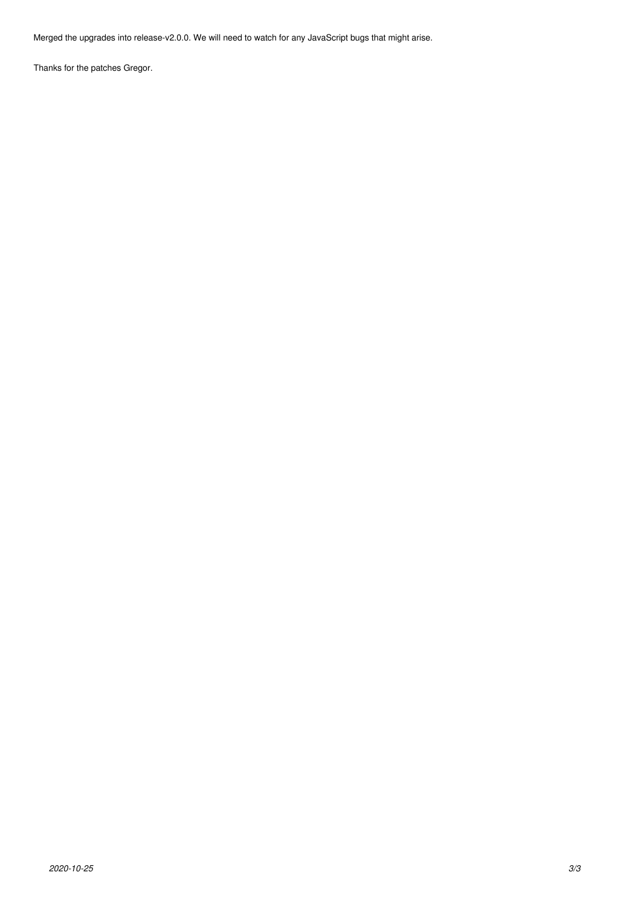Merged the upgrades into release-v2.0.0. We will need to watch for any JavaScript bugs that might arise.

Thanks for the patches Gregor.